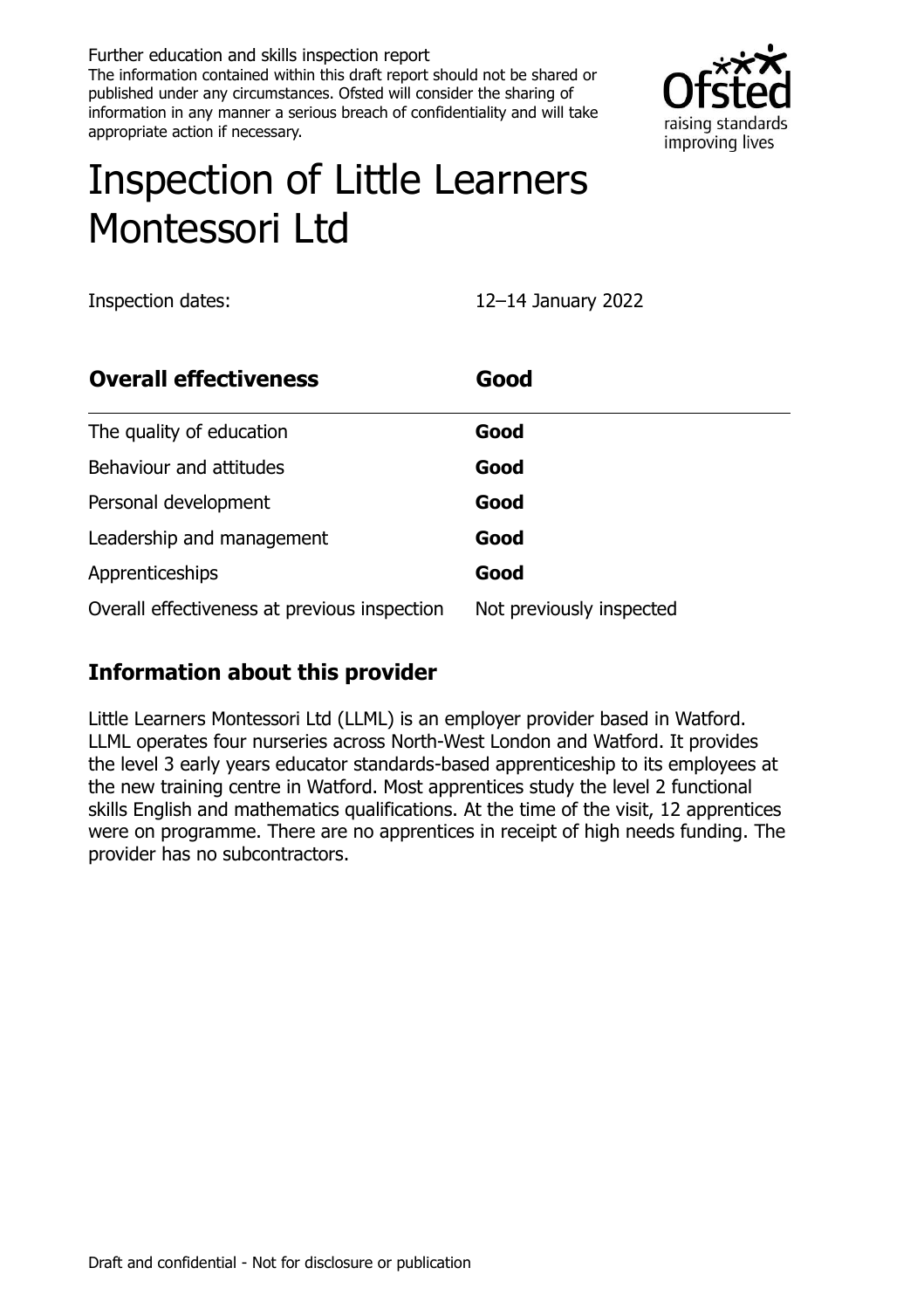Further education and skills inspection report

The information contained within this draft report should not be shared or published under any circumstances. Ofsted will consider the sharing of information in any manner a serious breach of confidentiality and will take appropriate action if necessary.

# Inspection of Little Learners Montessori Ltd

Inspection dates: 12–14 January 2022

| **Overall effectiveness** | **Good** |
| --- | --- |
| The quality of education | **Good** |
| Behaviour and attitudes | **Good** |
| Personal development | **Good** |
| Leadership and management | **Good** |
| Apprenticeships | **Good** |
| Overall effectiveness at previous inspection | Not previously inspected |

## Information about this provider

Little Learners Montessori Ltd (LLML) is an employer provider based in Watford. LLML operates four nurseries across North-West London and Watford. It provides the level 3 early years educator standards-based apprenticeship to its employees at the new training centre in Watford. Most apprentices study the level 2 functional skills English and mathematics qualifications. At the time of the visit, 12 apprentices were on programme. There are no apprentices in receipt of high needs funding. The provider has no subcontractors.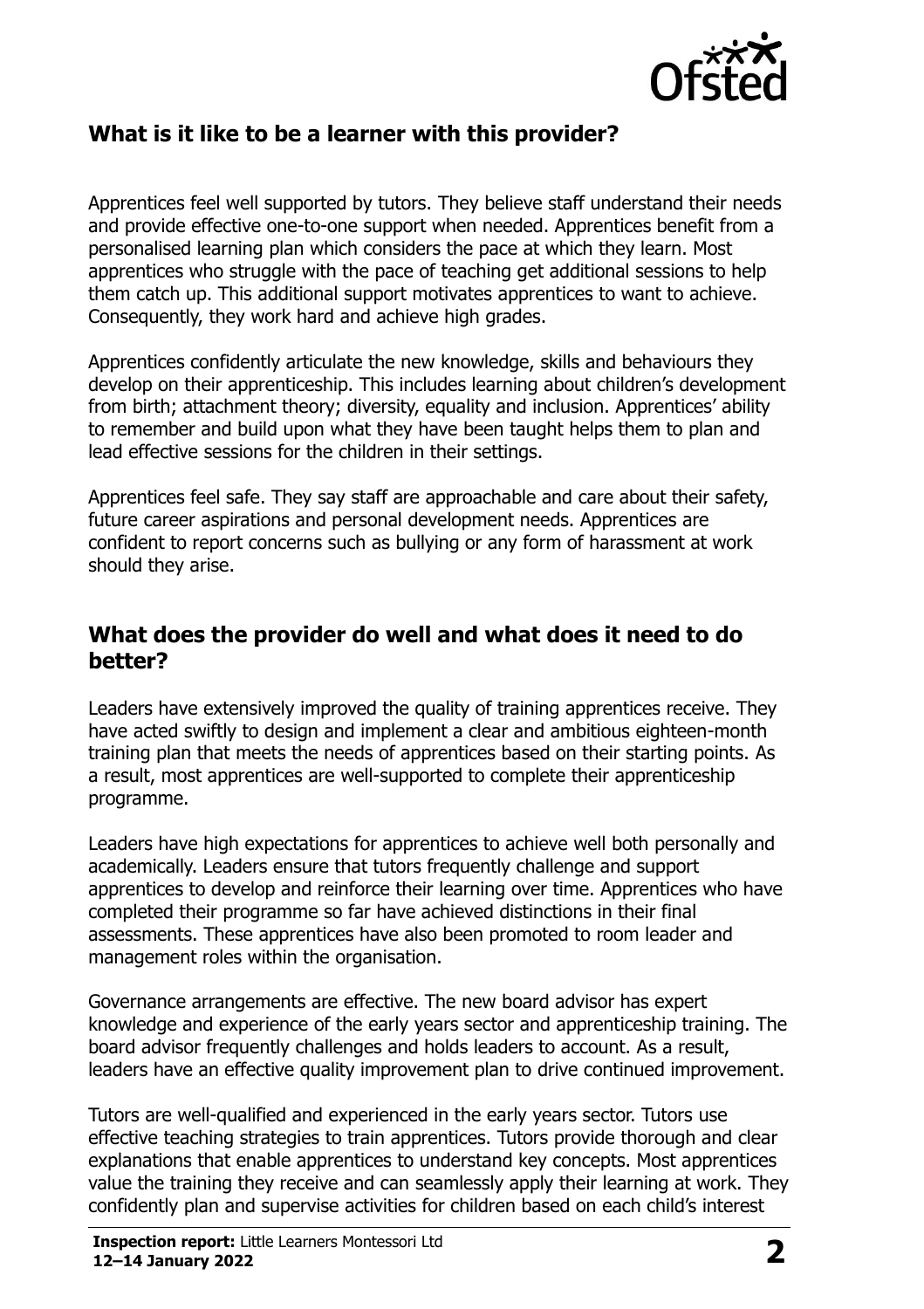## What is it like to be a learner with this provider?

Apprentices feel well supported by tutors. They believe staff understand their needs and provide effective one-to-one support when needed. Apprentices benefit from a personalised learning plan which considers the pace at which they learn. Most apprentices who struggle with the pace of teaching get additional sessions to help them catch up. This additional support motivates apprentices to want to achieve. Consequently, they work hard and achieve high grades.

Apprentices confidently articulate the new knowledge, skills and behaviours they develop on their apprenticeship. This includes learning about children's development from birth; attachment theory; diversity, equality and inclusion. Apprentices' ability to remember and build upon what they have been taught helps them to plan and lead effective sessions for the children in their settings.

Apprentices feel safe. They say staff are approachable and care about their safety, future career aspirations and personal development needs. Apprentices are confident to report concerns such as bullying or any form of harassment at work should they arise.

## What does the provider do well and what does it need to do better?

Leaders have extensively improved the quality of training apprentices receive. They have acted swiftly to design and implement a clear and ambitious eighteen-month training plan that meets the needs of apprentices based on their starting points. As a result, most apprentices are well-supported to complete their apprenticeship programme.

Leaders have high expectations for apprentices to achieve well both personally and academically. Leaders ensure that tutors frequently challenge and support apprentices to develop and reinforce their learning over time. Apprentices who have completed their programme so far have achieved distinctions in their final assessments. These apprentices have also been promoted to room leader and management roles within the organisation.

Governance arrangements are effective. The new board advisor has expert knowledge and experience of the early years sector and apprenticeship training. The board advisor frequently challenges and holds leaders to account. As a result, leaders have an effective quality improvement plan to drive continued improvement.

Tutors are well-qualified and experienced in the early years sector. Tutors use effective teaching strategies to train apprentices. Tutors provide thorough and clear explanations that enable apprentices to understand key concepts. Most apprentices value the training they receive and can seamlessly apply their learning at work. They confidently plan and supervise activities for children based on each child's interest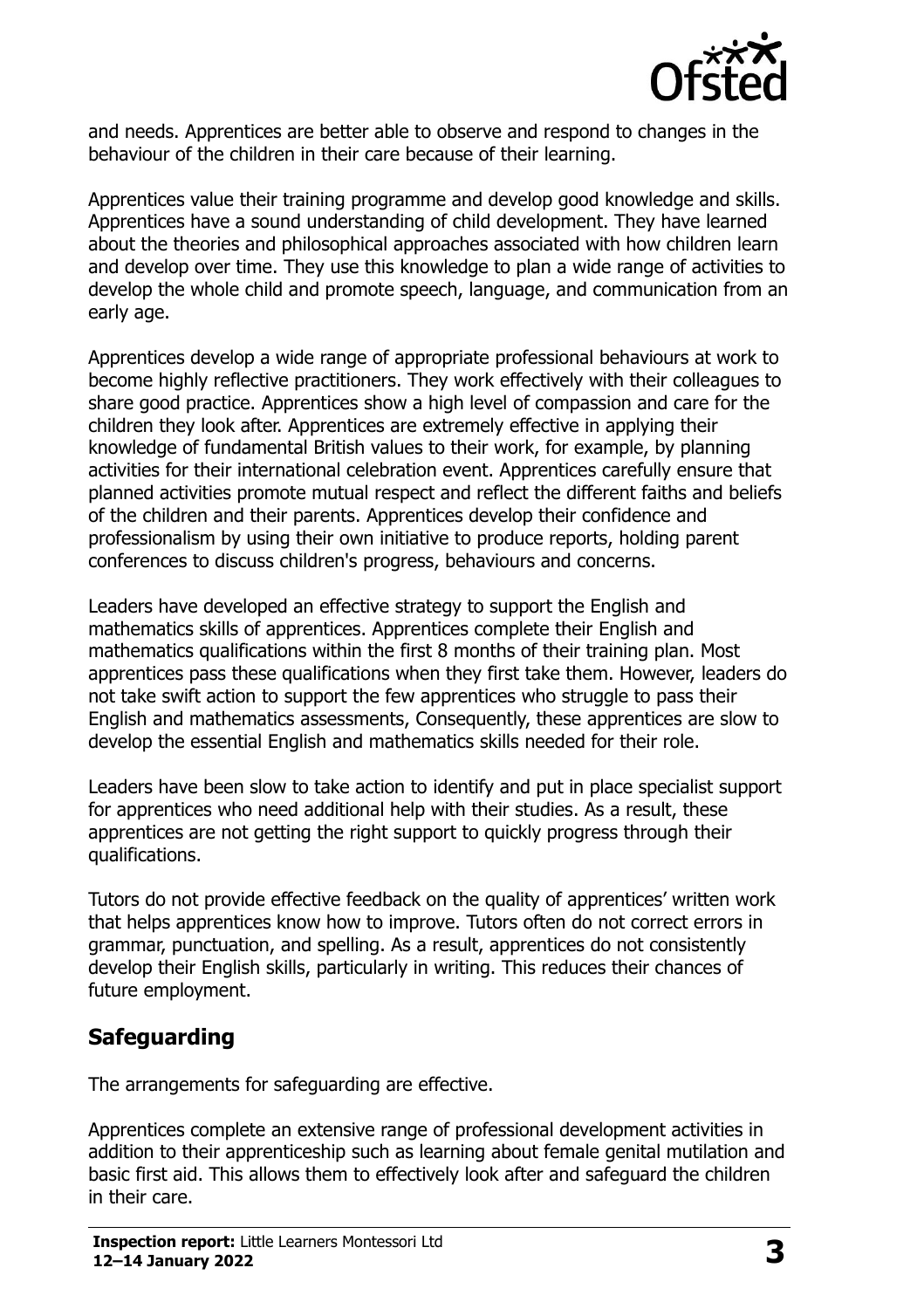and needs. Apprentices are better able to observe and respond to changes in the behaviour of the children in their care because of their learning.

Apprentices value their training programme and develop good knowledge and skills. Apprentices have a sound understanding of child development. They have learned about the theories and philosophical approaches associated with how children learn and develop over time. They use this knowledge to plan a wide range of activities to develop the whole child and promote speech, language, and communication from an early age.

Apprentices develop a wide range of appropriate professional behaviours at work to become highly reflective practitioners. They work effectively with their colleagues to share good practice. Apprentices show a high level of compassion and care for the children they look after. Apprentices are extremely effective in applying their knowledge of fundamental British values to their work, for example, by planning activities for their international celebration event. Apprentices carefully ensure that planned activities promote mutual respect and reflect the different faiths and beliefs of the children and their parents. Apprentices develop their confidence and professionalism by using their own initiative to produce reports, holding parent conferences to discuss children's progress, behaviours and concerns.

Leaders have developed an effective strategy to support the English and mathematics skills of apprentices. Apprentices complete their English and mathematics qualifications within the first 8 months of their training plan. Most apprentices pass these qualifications when they first take them. However, leaders do not take swift action to support the few apprentices who struggle to pass their English and mathematics assessments, Consequently, these apprentices are slow to develop the essential English and mathematics skills needed for their role.

Leaders have been slow to take action to identify and put in place specialist support for apprentices who need additional help with their studies. As a result, these apprentices are not getting the right support to quickly progress through their qualifications.

Tutors do not provide effective feedback on the quality of apprentices' written work that helps apprentices know how to improve. Tutors often do not correct errors in grammar, punctuation, and spelling. As a result, apprentices do not consistently develop their English skills, particularly in writing. This reduces their chances of future employment.

## Safeguarding

The arrangements for safeguarding are effective.

Apprentices complete an extensive range of professional development activities in addition to their apprenticeship such as learning about female genital mutilation and basic first aid. This allows them to effectively look after and safeguard the children in their care.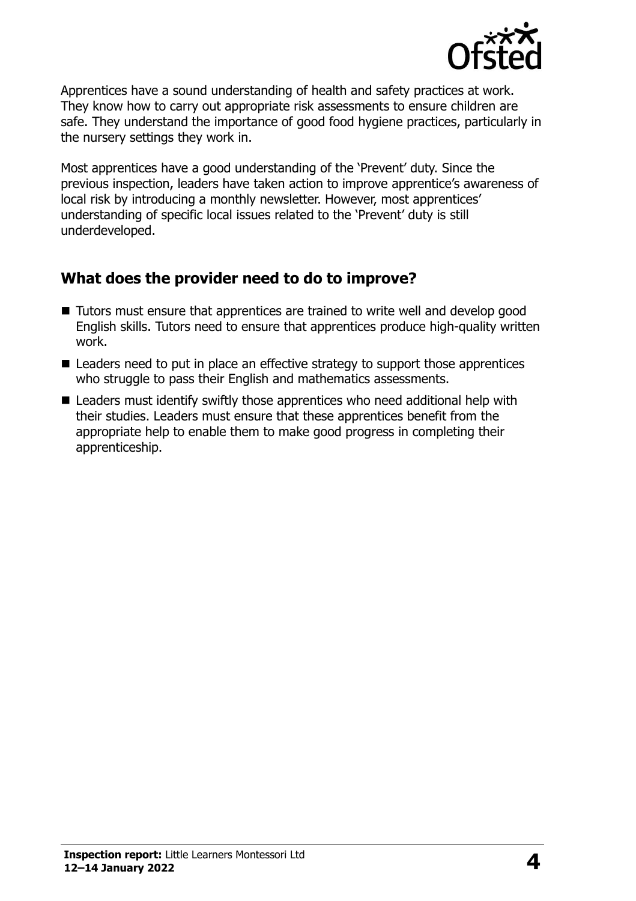Apprentices have a sound understanding of health and safety practices at work. They know how to carry out appropriate risk assessments to ensure children are safe. They understand the importance of good food hygiene practices, particularly in the nursery settings they work in.

Most apprentices have a good understanding of the 'Prevent' duty. Since the previous inspection, leaders have taken action to improve apprentice's awareness of local risk by introducing a monthly newsletter. However, most apprentices' understanding of specific local issues related to the 'Prevent' duty is still underdeveloped.

## What does the provider need to do to improve?

- Tutors must ensure that apprentices are trained to write well and develop good English skills. Tutors need to ensure that apprentices produce high-quality written work.
- Leaders need to put in place an effective strategy to support those apprentices who struggle to pass their English and mathematics assessments.
- Leaders must identify swiftly those apprentices who need additional help with their studies. Leaders must ensure that these apprentices benefit from the appropriate help to enable them to make good progress in completing their apprenticeship.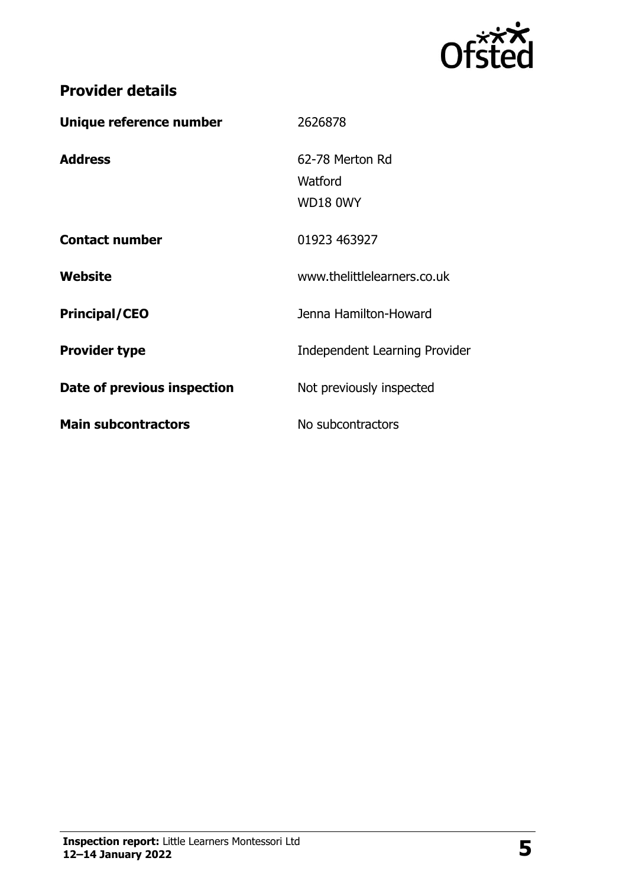## Provider details

| | |
|---|---|
| **Unique reference number** | 2626878 |
| **Address** | 62-78 Merton Rd<br>Watford<br>WD18 0WY |
| **Contact number** | 01923 463927 |
| **Website** | www.thelittlelearners.co.uk |
| **Principal/CEO** | Jenna Hamilton-Howard |
| **Provider type** | Independent Learning Provider |
| **Date of previous inspection** | Not previously inspected |
| **Main subcontractors** | No subcontractors |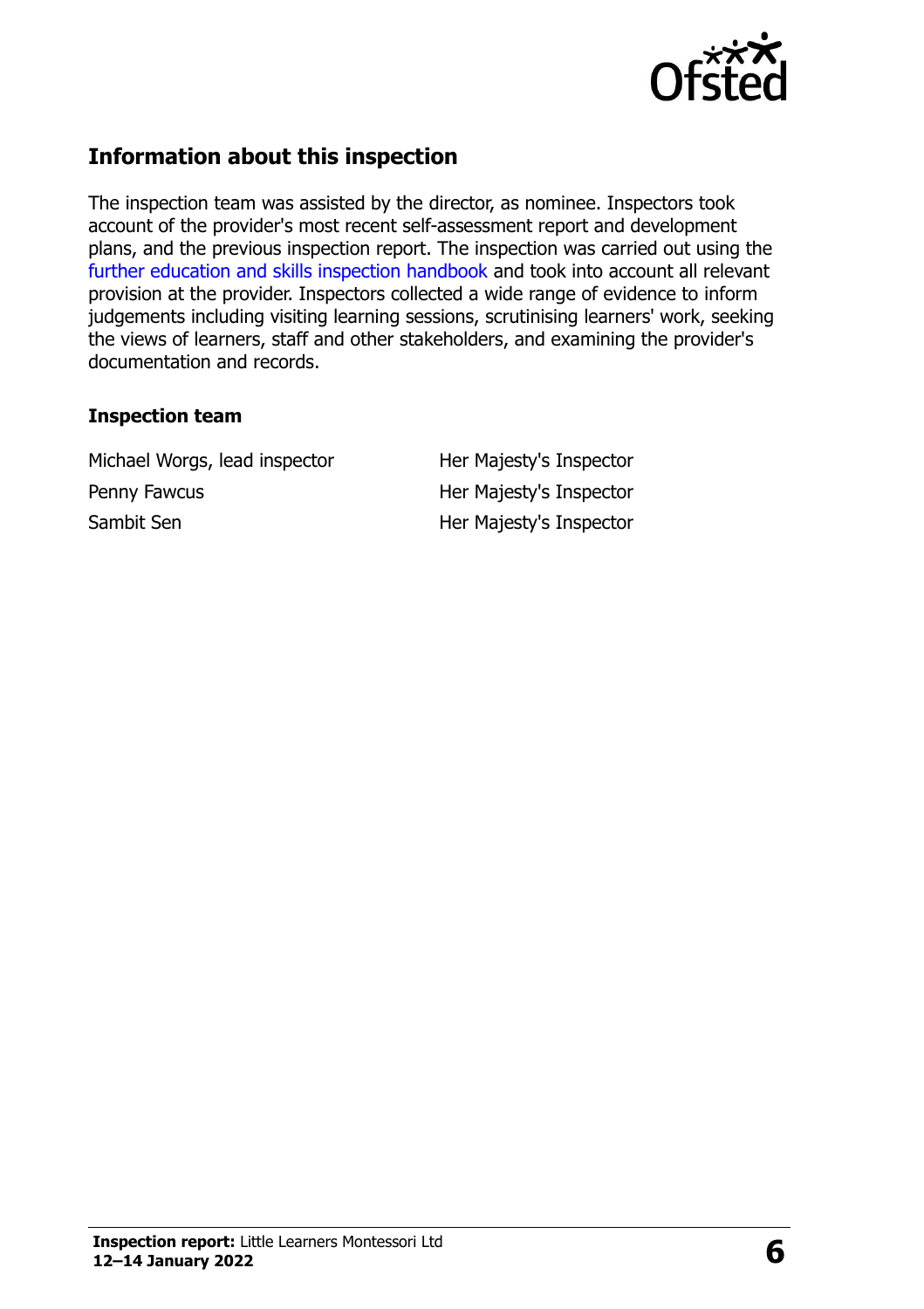## Information about this inspection

The inspection team was assisted by the director, as nominee. Inspectors took account of the provider's most recent self-assessment report and development plans, and the previous inspection report. The inspection was carried out using the further education and skills inspection handbook and took into account all relevant provision at the provider. Inspectors collected a wide range of evidence to inform judgements including visiting learning sessions, scrutinising learners' work, seeking the views of learners, staff and other stakeholders, and examining the provider's documentation and records.

### Inspection team

| | |
|---|---|
| Michael Worgs, lead inspector | Her Majesty's Inspector |
| Penny Fawcus | Her Majesty's Inspector |
| Sambit Sen | Her Majesty's Inspector |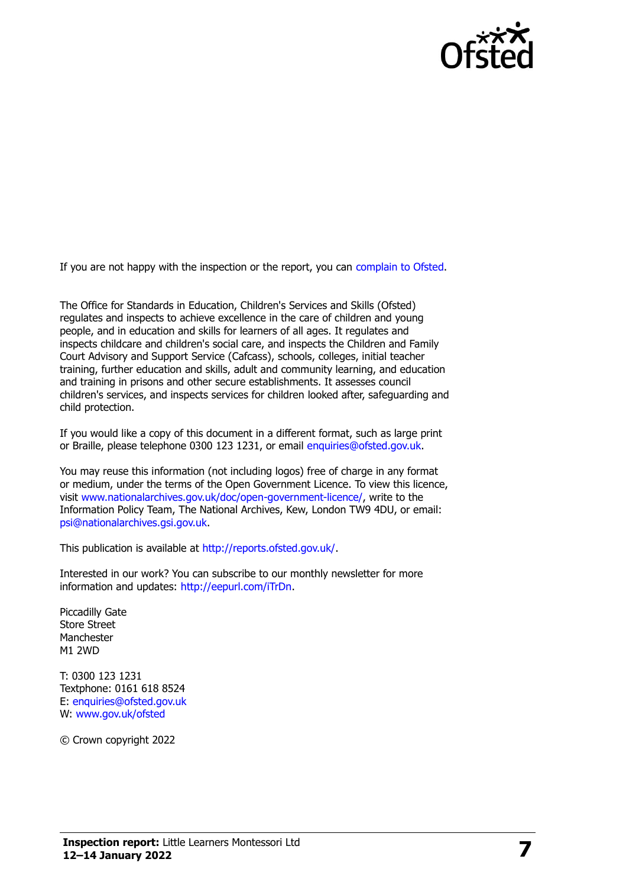If you are not happy with the inspection or the report, you can complain to Ofsted.

The Office for Standards in Education, Children's Services and Skills (Ofsted) regulates and inspects to achieve excellence in the care of children and young people, and in education and skills for learners of all ages. It regulates and inspects childcare and children's social care, and inspects the Children and Family Court Advisory and Support Service (Cafcass), schools, colleges, initial teacher training, further education and skills, adult and community learning, and education and training in prisons and other secure establishments. It assesses council children's services, and inspects services for children looked after, safeguarding and child protection.

If you would like a copy of this document in a different format, such as large print or Braille, please telephone 0300 123 1231, or email enquiries@ofsted.gov.uk.

You may reuse this information (not including logos) free of charge in any format or medium, under the terms of the Open Government Licence. To view this licence, visit www.nationalarchives.gov.uk/doc/open-government-licence/, write to the Information Policy Team, The National Archives, Kew, London TW9 4DU, or email: psi@nationalarchives.gsi.gov.uk.

This publication is available at http://reports.ofsted.gov.uk/.

Interested in our work? You can subscribe to our monthly newsletter for more information and updates: http://eepurl.com/iTrDn.

Piccadilly Gate
Store Street
Manchester
M1 2WD

T: 0300 123 1231
Textphone: 0161 618 8524
E: enquiries@ofsted.gov.uk
W: www.gov.uk/ofsted

© Crown copyright 2022